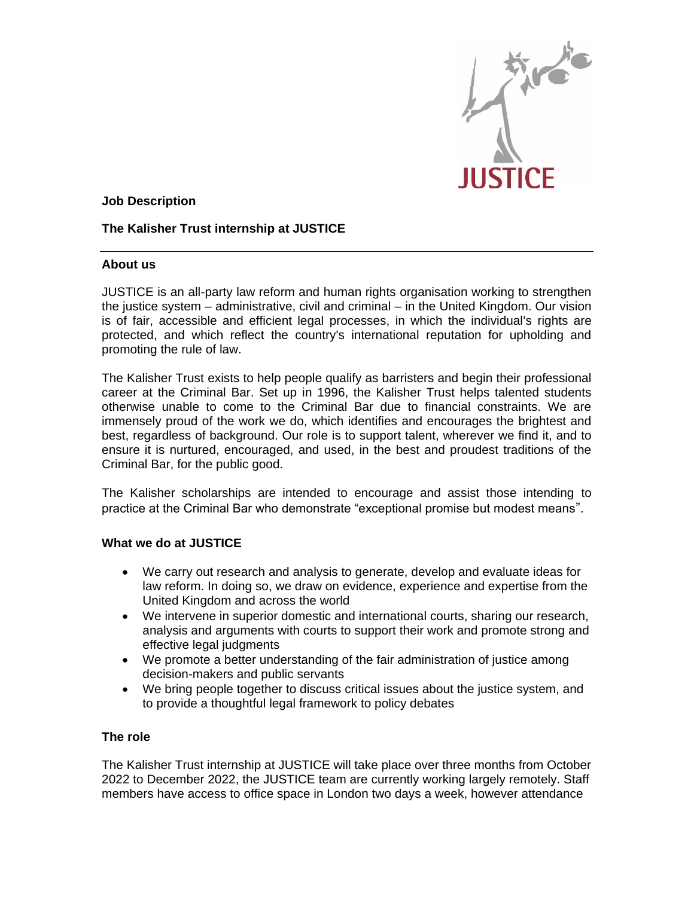JUSTICE

**Job Description**

**The Kalisher Trust internship at JUSTICE**

---

## About us

JUSTICE is an all-party law reform and human rights organisation working to strengthen the justice system – administrative, civil and criminal – in the United Kingdom. Our vision is of fair, accessible and efficient legal processes, in which the individual's rights are protected, and which reflect the country's international reputation for upholding and promoting the rule of law.

The Kalisher Trust exists to help people qualify as barristers and begin their professional career at the Criminal Bar. Set up in 1996, the Kalisher Trust helps talented students otherwise unable to come to the Criminal Bar due to financial constraints. We are immensely proud of the work we do, which identifies and encourages the brightest and best, regardless of background. Our role is to support talent, wherever we find it, and to ensure it is nurtured, encouraged, and used, in the best and proudest traditions of the Criminal Bar, for the public good.

The Kalisher scholarships are intended to encourage and assist those intending to practice at the Criminal Bar who demonstrate "exceptional promise but modest means".

## What we do at JUSTICE

- We carry out research and analysis to generate, develop and evaluate ideas for law reform. In doing so, we draw on evidence, experience and expertise from the United Kingdom and across the world
- We intervene in superior domestic and international courts, sharing our research, analysis and arguments with courts to support their work and promote strong and effective legal judgments
- We promote a better understanding of the fair administration of justice among decision-makers and public servants
- We bring people together to discuss critical issues about the justice system, and to provide a thoughtful legal framework to policy debates

## The role

The Kalisher Trust internship at JUSTICE will take place over three months from October 2022 to December 2022, the JUSTICE team are currently working largely remotely. Staff members have access to office space in London two days a week, however attendance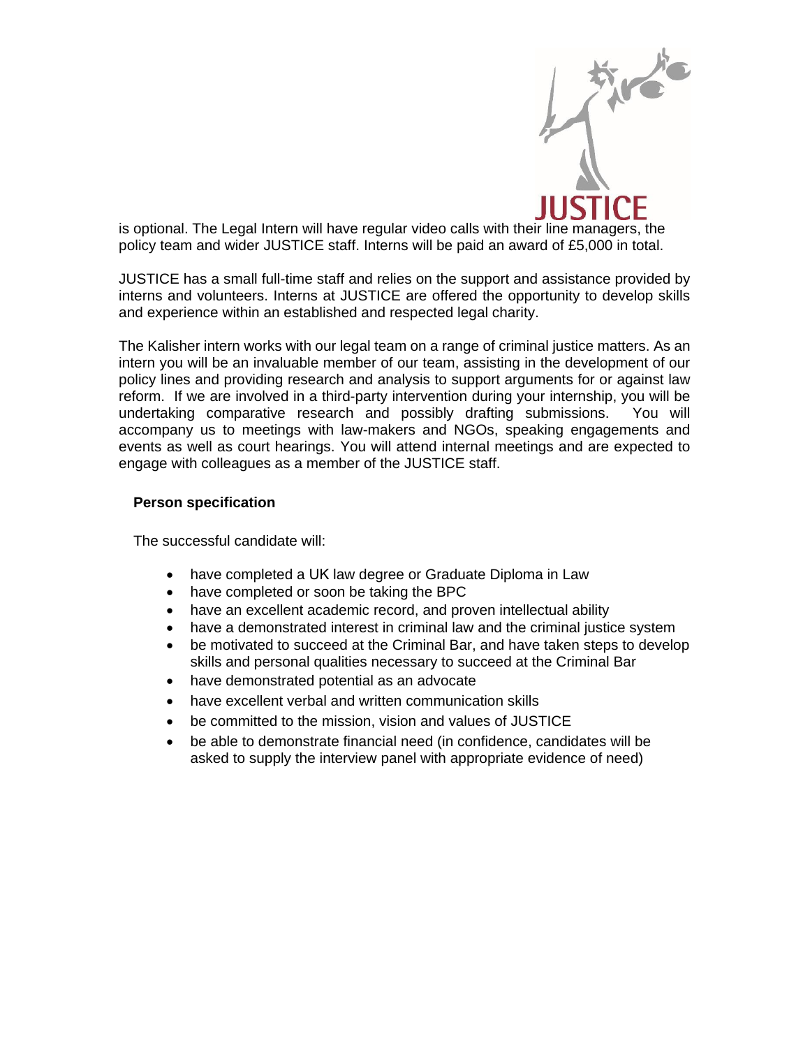is optional. The Legal Intern will have regular video calls with their line managers, the policy team and wider JUSTICE staff. Interns will be paid an award of £5,000 in total.

JUSTICE has a small full-time staff and relies on the support and assistance provided by interns and volunteers. Interns at JUSTICE are offered the opportunity to develop skills and experience within an established and respected legal charity.

The Kalisher intern works with our legal team on a range of criminal justice matters. As an intern you will be an invaluable member of our team, assisting in the development of our policy lines and providing research and analysis to support arguments for or against law reform. If we are involved in a third-party intervention during your internship, you will be undertaking comparative research and possibly drafting submissions. You will accompany us to meetings with law-makers and NGOs, speaking engagements and events as well as court hearings. You will attend internal meetings and are expected to engage with colleagues as a member of the JUSTICE staff.

**Person specification**

The successful candidate will:

- have completed a UK law degree or Graduate Diploma in Law
- have completed or soon be taking the BPC
- have an excellent academic record, and proven intellectual ability
- have a demonstrated interest in criminal law and the criminal justice system
- be motivated to succeed at the Criminal Bar, and have taken steps to develop skills and personal qualities necessary to succeed at the Criminal Bar
- have demonstrated potential as an advocate
- have excellent verbal and written communication skills
- be committed to the mission, vision and values of JUSTICE
- be able to demonstrate financial need (in confidence, candidates will be asked to supply the interview panel with appropriate evidence of need)